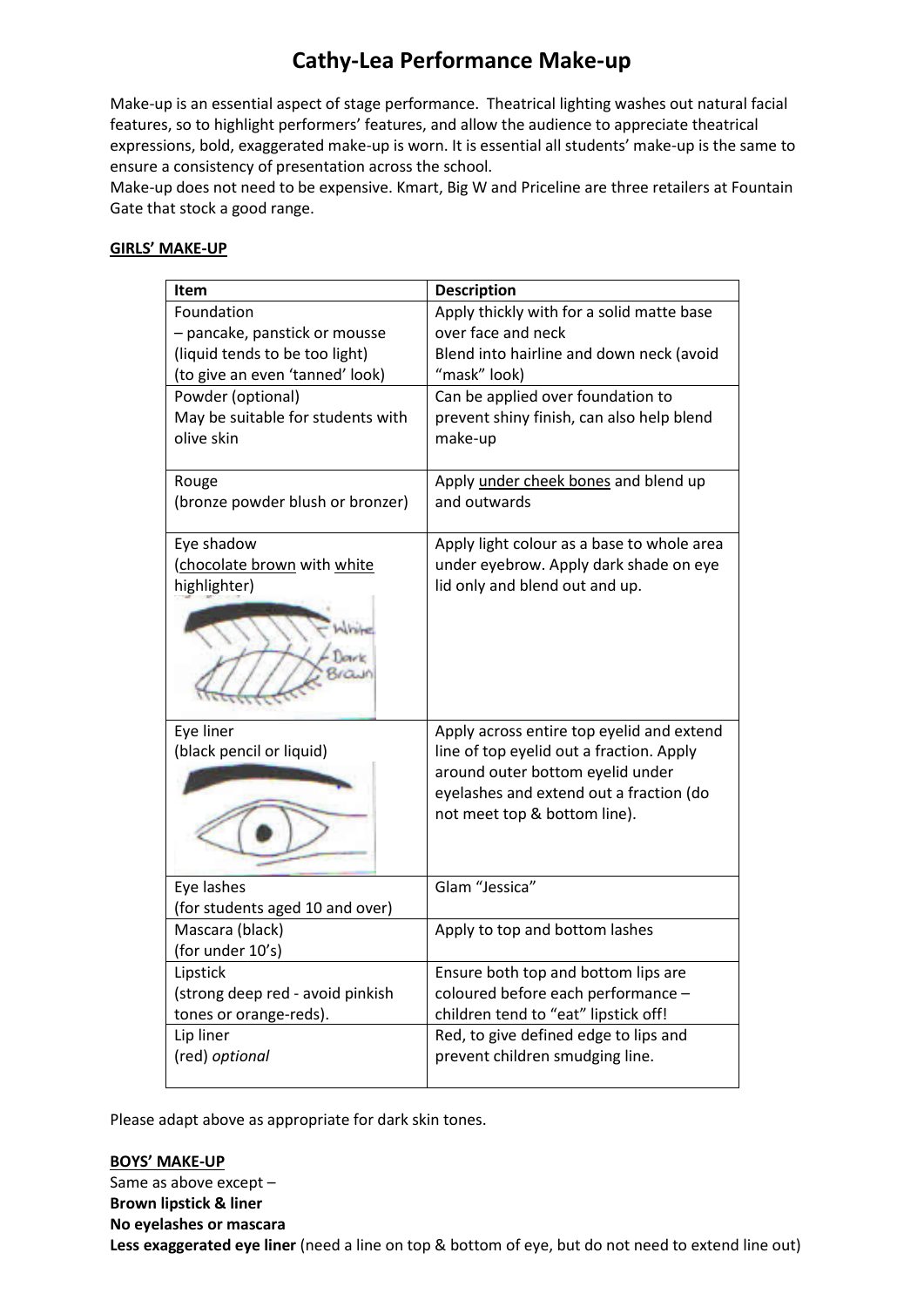# Cathy-Lea Performance Make-up

Make-up is an essential aspect of stage performance. Theatrical lighting washes out natural facial features, so to highlight performers' features, and allow the audience to appreciate theatrical expressions, bold, exaggerated make-up is worn. It is essential all students' make-up is the same to ensure a consistency of presentation across the school.
Make-up does not need to be expensive. Kmart, Big W and Priceline are three retailers at Fountain Gate that stock a good range.

**<u>GIRLS' MAKE-UP</u>**

| Item | Description |
|---|---|
| Foundation<br>– pancake, panstick or mousse<br>(liquid tends to be too light)<br>(to give an even 'tanned' look) | Apply thickly with for a solid matte base over face and neck<br>Blend into hairline and down neck (avoid "mask" look) |
| Powder (optional)<br>May be suitable for students with olive skin | Can be applied over foundation to prevent shiny finish, can also help blend make-up |
| Rouge<br>(bronze powder blush or bronzer) | Apply <u>under cheek bones</u> and blend up and outwards |
| Eye shadow<br>(<u>chocolate brown</u> with <u>white</u> highlighter) | Apply light colour as a base to whole area under eyebrow. Apply dark shade on eye lid only and blend out and up. |
| Eye liner<br>(black pencil or liquid) | Apply across entire top eyelid and extend line of top eyelid out a fraction. Apply around outer bottom eyelid under eyelashes and extend out a fraction (do not meet top & bottom line). |
| Eye lashes<br>(for students aged 10 and over) | Glam "Jessica" |
| Mascara (black)<br>(for under 10's) | Apply to top and bottom lashes |
| Lipstick<br>(strong deep red - avoid pinkish tones or orange-reds). | Ensure both top and bottom lips are coloured before each performance – children tend to "eat" lipstick off! |
| Lip liner<br>(red) *optional* | Red, to give defined edge to lips and prevent children smudging line. |

Please adapt above as appropriate for dark skin tones.

**<u>BOYS' MAKE-UP</u>**

Same as above except –
**Brown lipstick & liner**
**No eyelashes or mascara**
**Less exaggerated eye liner** (need a line on top & bottom of eye, but do not need to extend line out)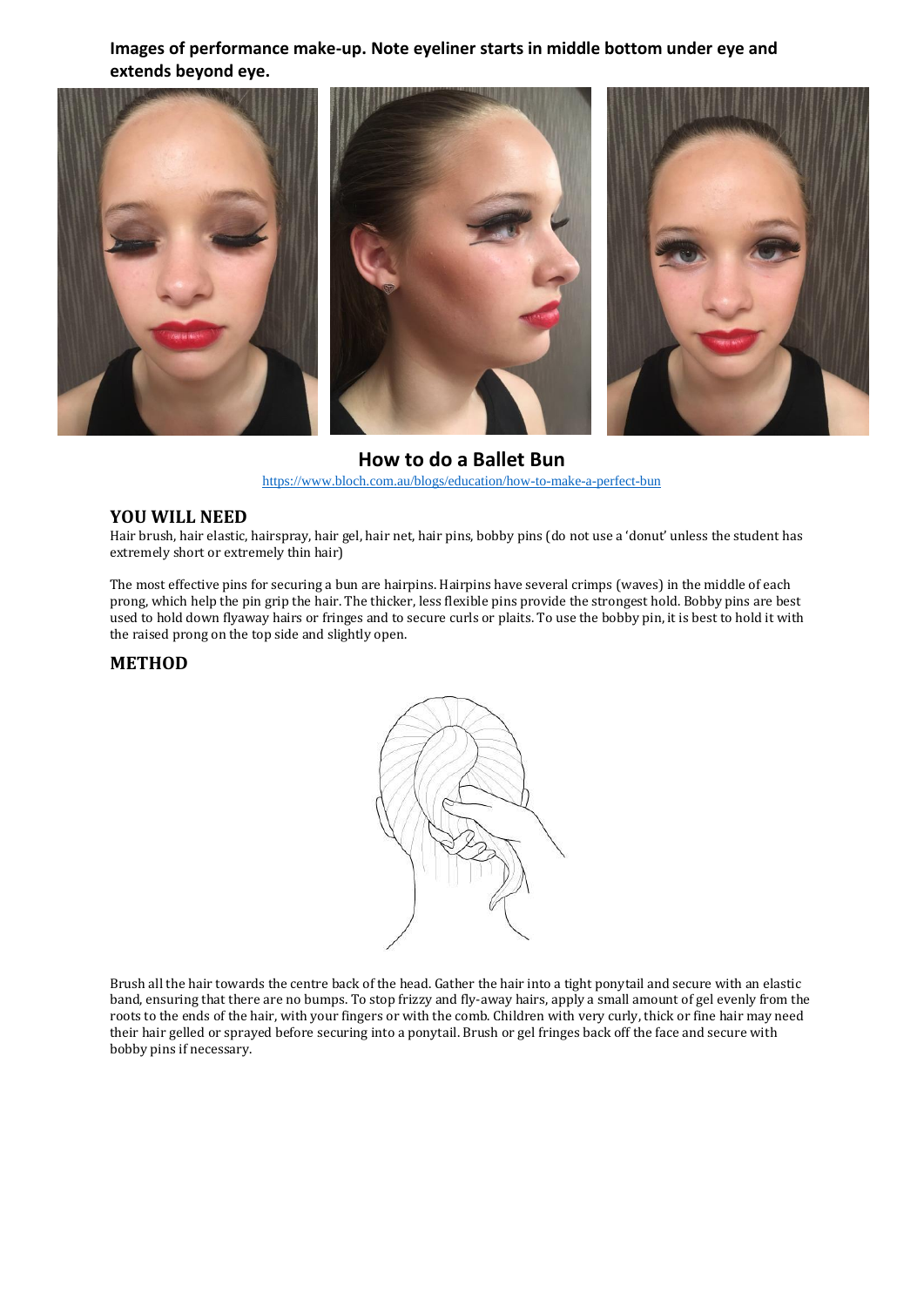**Images of performance make-up. Note eyeliner starts in middle bottom under eye and extends beyond eye.**

## How to do a Ballet Bun

https://www.bloch.com.au/blogs/education/how-to-make-a-perfect-bun

### YOU WILL NEED

Hair brush, hair elastic, hairspray, hair gel, hair net, hair pins, bobby pins (do not use a 'donut' unless the student has extremely short or extremely thin hair)

The most effective pins for securing a bun are hairpins. Hairpins have several crimps (waves) in the middle of each prong, which help the pin grip the hair. The thicker, less flexible pins provide the strongest hold. Bobby pins are best used to hold down flyaway hairs or fringes and to secure curls or plaits. To use the bobby pin, it is best to hold it with the raised prong on the top side and slightly open.

### METHOD

Brush all the hair towards the centre back of the head. Gather the hair into a tight ponytail and secure with an elastic band, ensuring that there are no bumps. To stop frizzy and fly-away hairs, apply a small amount of gel evenly from the roots to the ends of the hair, with your fingers or with the comb. Children with very curly, thick or fine hair may need their hair gelled or sprayed before securing into a ponytail. Brush or gel fringes back off the face and secure with bobby pins if necessary.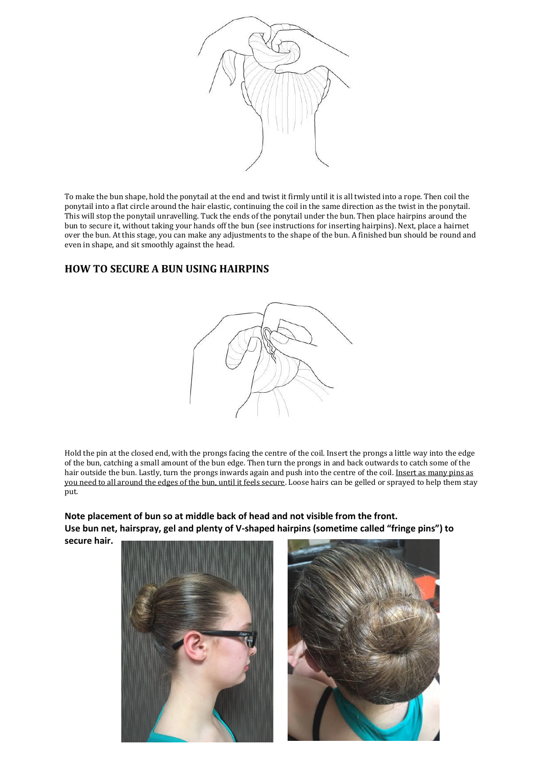To make the bun shape, hold the ponytail at the end and twist it firmly until it is all twisted into a rope. Then coil the ponytail into a flat circle around the hair elastic, continuing the coil in the same direction as the twist in the ponytail. This will stop the ponytail unravelling. Tuck the ends of the ponytail under the bun. Then place hairpins around the bun to secure it, without taking your hands off the bun (see instructions for inserting hairpins). Next, place a hairnet over the bun. At this stage, you can make any adjustments to the shape of the bun. A finished bun should be round and even in shape, and sit smoothly against the head.

## HOW TO SECURE A BUN USING HAIRPINS

Hold the pin at the closed end, with the prongs facing the centre of the coil. Insert the prongs a little way into the edge of the bun, catching a small amount of the bun edge. Then turn the prongs in and back outwards to catch some of the hair outside the bun. Lastly, turn the prongs inwards again and push into the centre of the coil. Insert as many pins as you need to all around the edges of the bun, until it feels secure. Loose hairs can be gelled or sprayed to help them stay put.

**Note placement of bun so at middle back of head and not visible from the front.**
**Use bun net, hairspray, gel and plenty of V-shaped hairpins (sometime called "fringe pins") to secure hair.**